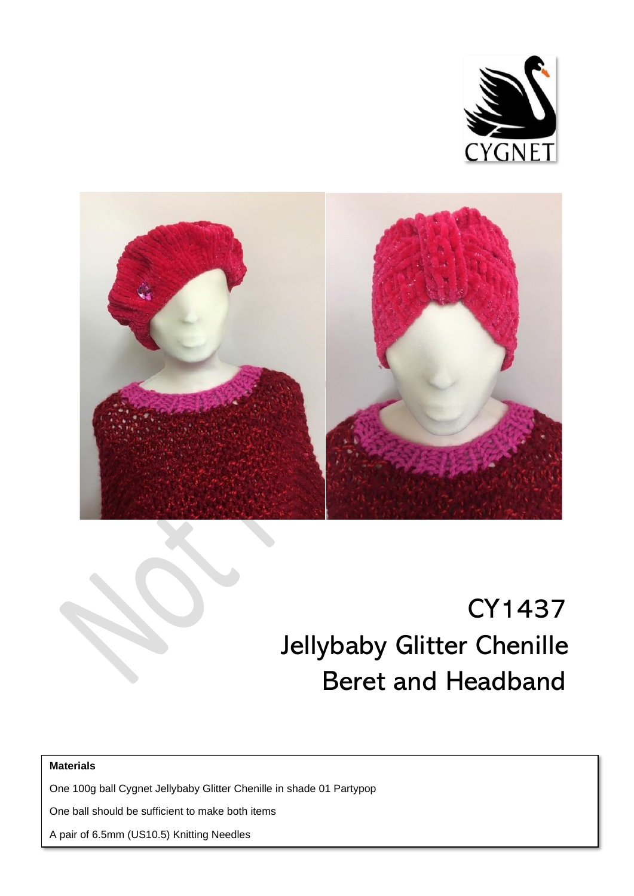# CY1437
# Jellybaby Glitter Chenille Beret and Headband

**Materials**

One 100g ball Cygnet Jellybaby Glitter Chenille in shade 01 Partypop

One ball should be sufficient to make both items

A pair of 6.5mm (US10.5) Knitting Needles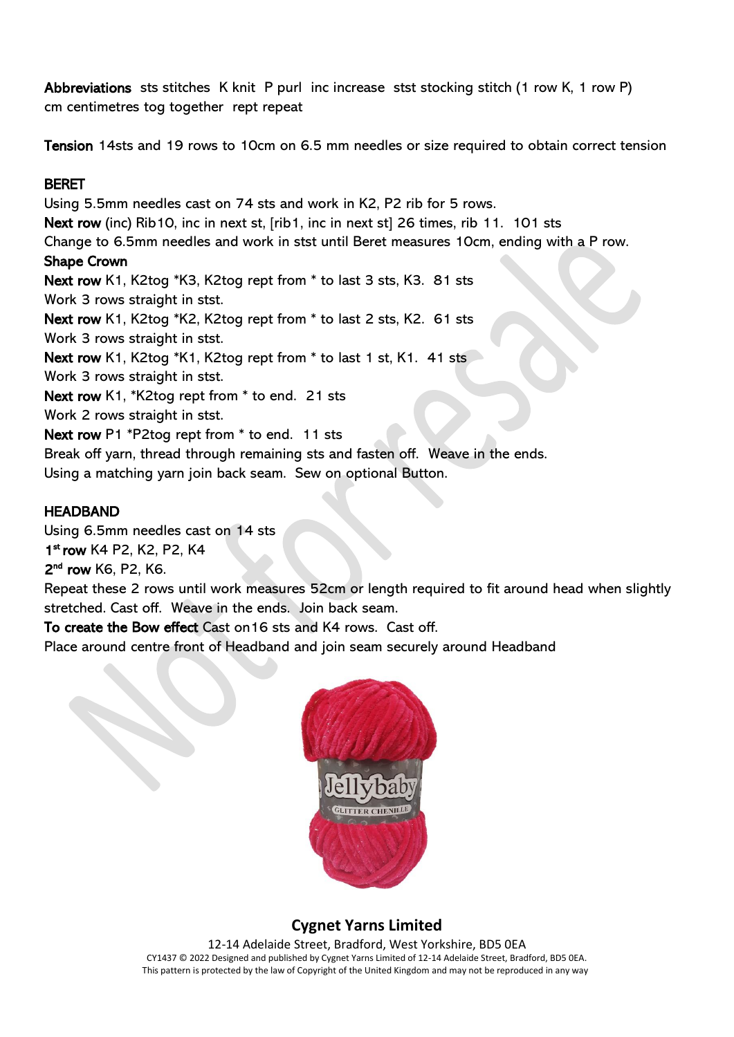**Abbreviations** sts stitches K knit P purl inc increase stst stocking stitch (1 row K, 1 row P) cm centimetres tog together rept repeat

**Tension** 14sts and 19 rows to 10cm on 6.5 mm needles or size required to obtain correct tension

## BERET

Using 5.5mm needles cast on 74 sts and work in K2, P2 rib for 5 rows.
**Next row** (inc) Rib10, inc in next st, [rib1, inc in next st] 26 times, rib 11. 101 sts
Change to 6.5mm needles and work in stst until Beret measures 10cm, ending with a P row.

**Shape Crown**

**Next row** K1, K2tog *K3, K2tog rept from * to last 3 sts, K3. 81 sts
Work 3 rows straight in stst.
**Next row** K1, K2tog *K2, K2tog rept from * to last 2 sts, K2. 61 sts
Work 3 rows straight in stst.
**Next row** K1, K2tog *K1, K2tog rept from * to last 1 st, K1. 41 sts
Work 3 rows straight in stst.
**Next row** K1, *K2tog rept from * to end. 21 sts
Work 2 rows straight in stst.
**Next row** P1 *P2tog rept from * to end. 11 sts
Break off yarn, thread through remaining sts and fasten off. Weave in the ends.
Using a matching yarn join back seam. Sew on optional Button.

## HEADBAND

Using 6.5mm needles cast on 14 sts
**1st row** K4 P2, K2, P2, K4
**2nd row** K6, P2, K6.
Repeat these 2 rows until work measures 52cm or length required to fit around head when slightly stretched. Cast off. Weave in the ends. Join back seam.
**To create the Bow effect** Cast on16 sts and K4 rows. Cast off.
Place around centre front of Headband and join seam securely around Headband

**Cygnet Yarns Limited**
12-14 Adelaide Street, Bradford, West Yorkshire, BD5 0EA
CY1437 © 2022 Designed and published by Cygnet Yarns Limited of 12-14 Adelaide Street, Bradford, BD5 0EA.
This pattern is protected by the law of Copyright of the United Kingdom and may not be reproduced in any way